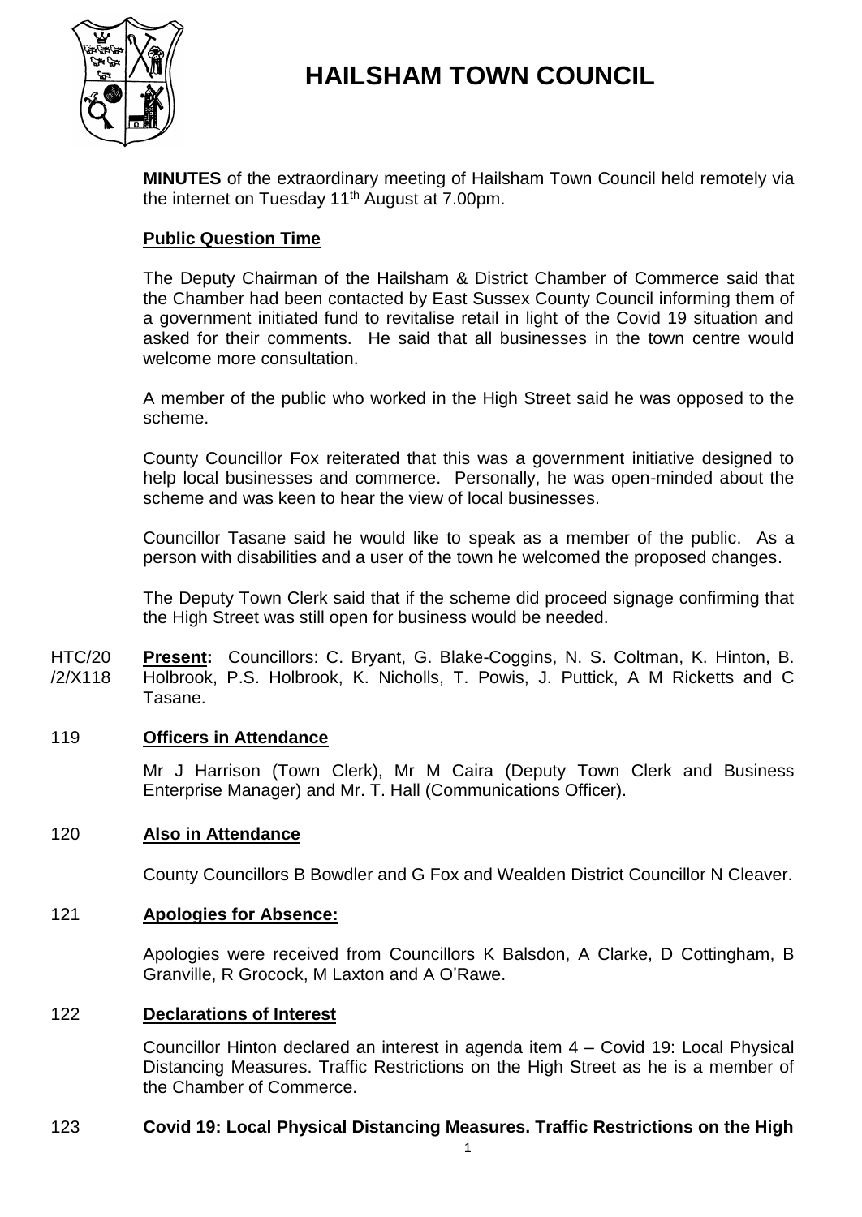# HAILSHAM TOWN COUNCIL

**MINUTES** of the extraordinary meeting of Hailsham Town Council held remotely via the internet on Tuesday 11th August at 7.00pm.

## Public Question Time

The Deputy Chairman of the Hailsham & District Chamber of Commerce said that the Chamber had been contacted by East Sussex County Council informing them of a government initiated fund to revitalise retail in light of the Covid 19 situation and asked for their comments. He said that all businesses in the town centre would welcome more consultation.

A member of the public who worked in the High Street said he was opposed to the scheme.

County Councillor Fox reiterated that this was a government initiative designed to help local businesses and commerce. Personally, he was open-minded about the scheme and was keen to hear the view of local businesses.

Councillor Tasane said he would like to speak as a member of the public. As a person with disabilities and a user of the town he welcomed the proposed changes.

The Deputy Town Clerk said that if the scheme did proceed signage confirming that the High Street was still open for business would be needed.

HTC/20/2/X118 **Present:** Councillors: C. Bryant, G. Blake-Coggins, N. S. Coltman, K. Hinton, B. Holbrook, P.S. Holbrook, K. Nicholls, T. Powis, J. Puttick, A M Ricketts and C Tasane.

## 119 Officers in Attendance

Mr J Harrison (Town Clerk), Mr M Caira (Deputy Town Clerk and Business Enterprise Manager) and Mr. T. Hall (Communications Officer).

## 120 Also in Attendance

County Councillors B Bowdler and G Fox and Wealden District Councillor N Cleaver.

## 121 Apologies for Absence:

Apologies were received from Councillors K Balsdon, A Clarke, D Cottingham, B Granville, R Grocock, M Laxton and A O'Rawe.

## 122 Declarations of Interest

Councillor Hinton declared an interest in agenda item 4 – Covid 19: Local Physical Distancing Measures. Traffic Restrictions on the High Street as he is a member of the Chamber of Commerce.

## 123 Covid 19: Local Physical Distancing Measures. Traffic Restrictions on the High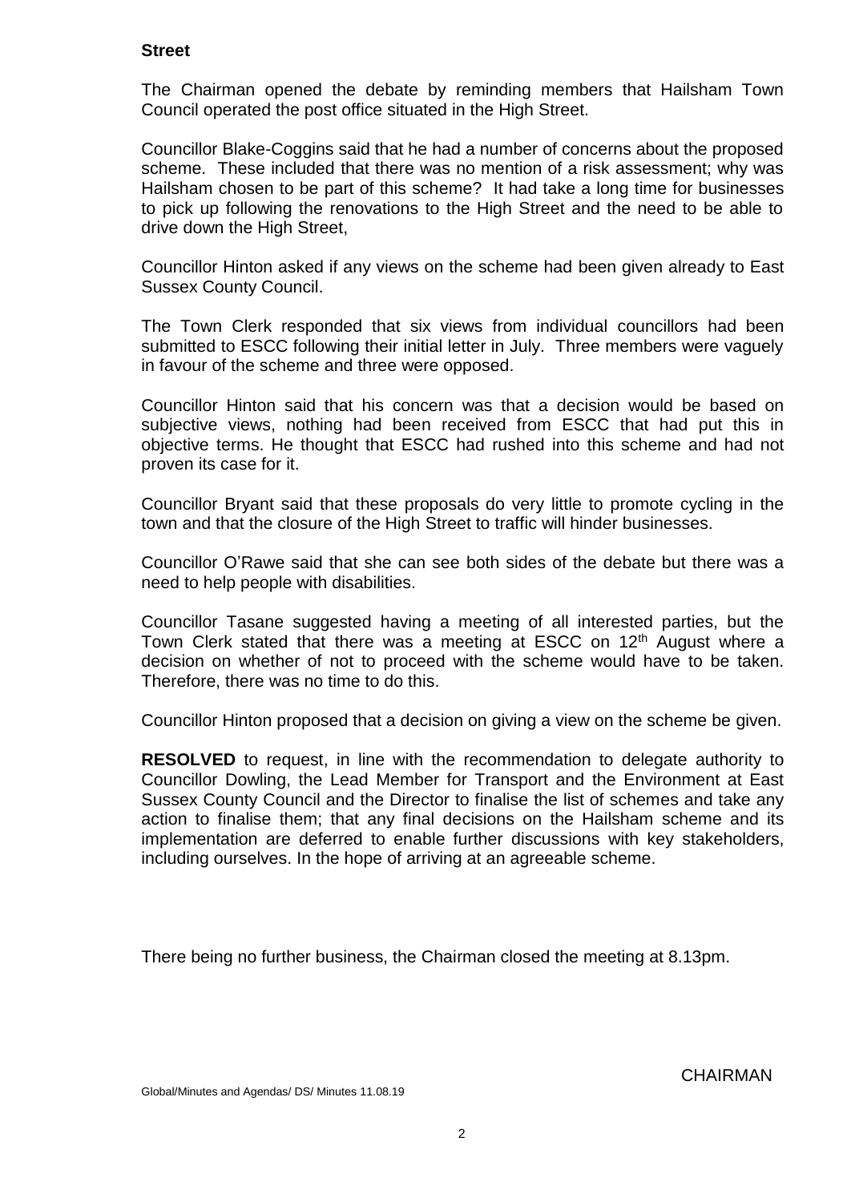**Street**

The Chairman opened the debate by reminding members that Hailsham Town Council operated the post office situated in the High Street.

Councillor Blake-Coggins said that he had a number of concerns about the proposed scheme. These included that there was no mention of a risk assessment; why was Hailsham chosen to be part of this scheme? It had take a long time for businesses to pick up following the renovations to the High Street and the need to be able to drive down the High Street,

Councillor Hinton asked if any views on the scheme had been given already to East Sussex County Council.

The Town Clerk responded that six views from individual councillors had been submitted to ESCC following their initial letter in July. Three members were vaguely in favour of the scheme and three were opposed.

Councillor Hinton said that his concern was that a decision would be based on subjective views, nothing had been received from ESCC that had put this in objective terms. He thought that ESCC had rushed into this scheme and had not proven its case for it.

Councillor Bryant said that these proposals do very little to promote cycling in the town and that the closure of the High Street to traffic will hinder businesses.

Councillor O'Rawe said that she can see both sides of the debate but there was a need to help people with disabilities.

Councillor Tasane suggested having a meeting of all interested parties, but the Town Clerk stated that there was a meeting at ESCC on 12th August where a decision on whether of not to proceed with the scheme would have to be taken. Therefore, there was no time to do this.

Councillor Hinton proposed that a decision on giving a view on the scheme be given.

**RESOLVED** to request, in line with the recommendation to delegate authority to Councillor Dowling, the Lead Member for Transport and the Environment at East Sussex County Council and the Director to finalise the list of schemes and take any action to finalise them; that any final decisions on the Hailsham scheme and its implementation are deferred to enable further discussions with key stakeholders, including ourselves. In the hope of arriving at an agreeable scheme.

There being no further business, the Chairman closed the meeting at 8.13pm.

CHAIRMAN

Global/Minutes and Agendas/ DS/ Minutes 11.08.19